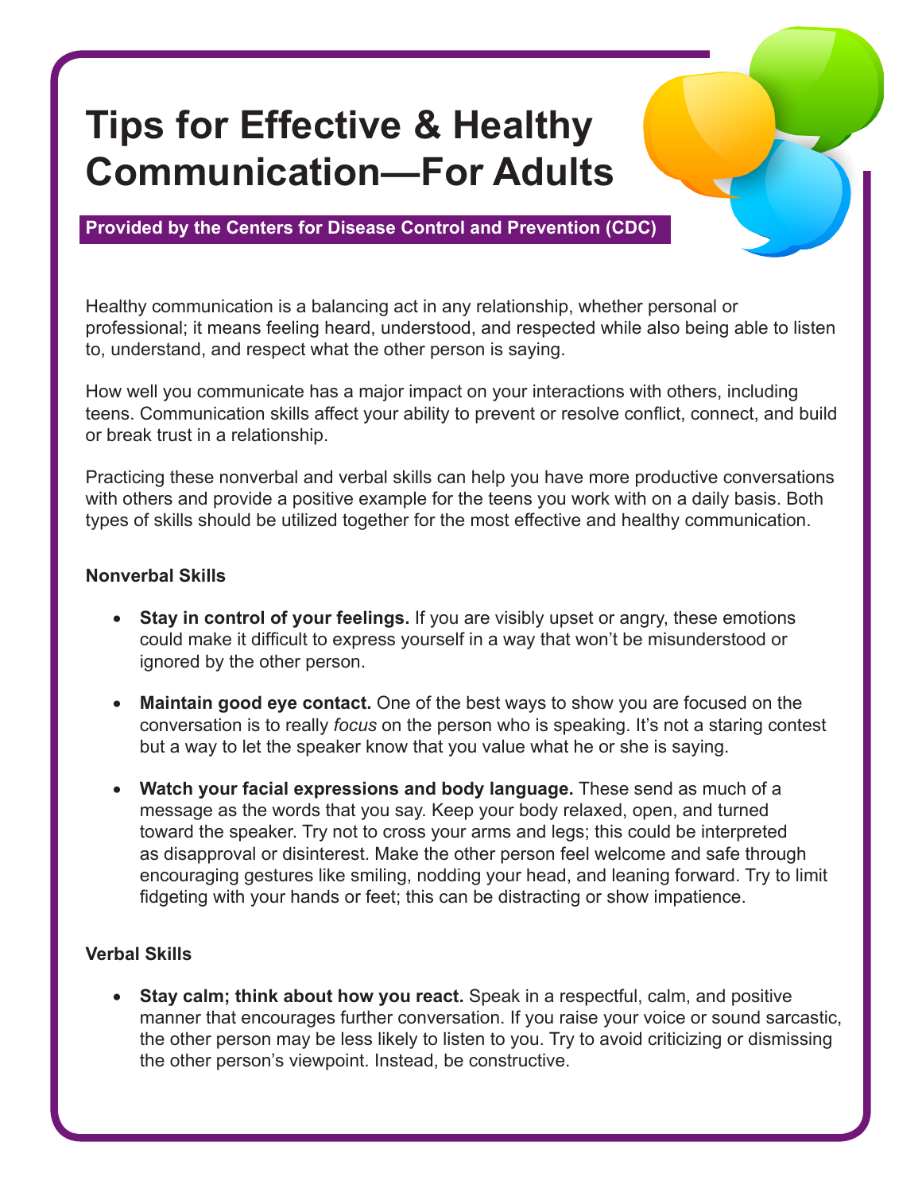# Tips for Effective & Healthy Communication—For Adults

**Provided by the Centers for Disease Control and Prevention (CDC)**

Healthy communication is a balancing act in any relationship, whether personal or professional; it means feeling heard, understood, and respected while also being able to listen to, understand, and respect what the other person is saying.

How well you communicate has a major impact on your interactions with others, including teens. Communication skills affect your ability to prevent or resolve conflict, connect, and build or break trust in a relationship.

Practicing these nonverbal and verbal skills can help you have more productive conversations with others and provide a positive example for the teens you work with on a daily basis. Both types of skills should be utilized together for the most effective and healthy communication.

### Nonverbal Skills

- **Stay in control of your feelings.** If you are visibly upset or angry, these emotions could make it difficult to express yourself in a way that won't be misunderstood or ignored by the other person.
- **Maintain good eye contact.** One of the best ways to show you are focused on the conversation is to really *focus* on the person who is speaking. It's not a staring contest but a way to let the speaker know that you value what he or she is saying.
- **Watch your facial expressions and body language.** These send as much of a message as the words that you say. Keep your body relaxed, open, and turned toward the speaker. Try not to cross your arms and legs; this could be interpreted as disapproval or disinterest. Make the other person feel welcome and safe through encouraging gestures like smiling, nodding your head, and leaning forward. Try to limit fidgeting with your hands or feet; this can be distracting or show impatience.

### Verbal Skills

- **Stay calm; think about how you react.** Speak in a respectful, calm, and positive manner that encourages further conversation. If you raise your voice or sound sarcastic, the other person may be less likely to listen to you. Try to avoid criticizing or dismissing the other person's viewpoint. Instead, be constructive.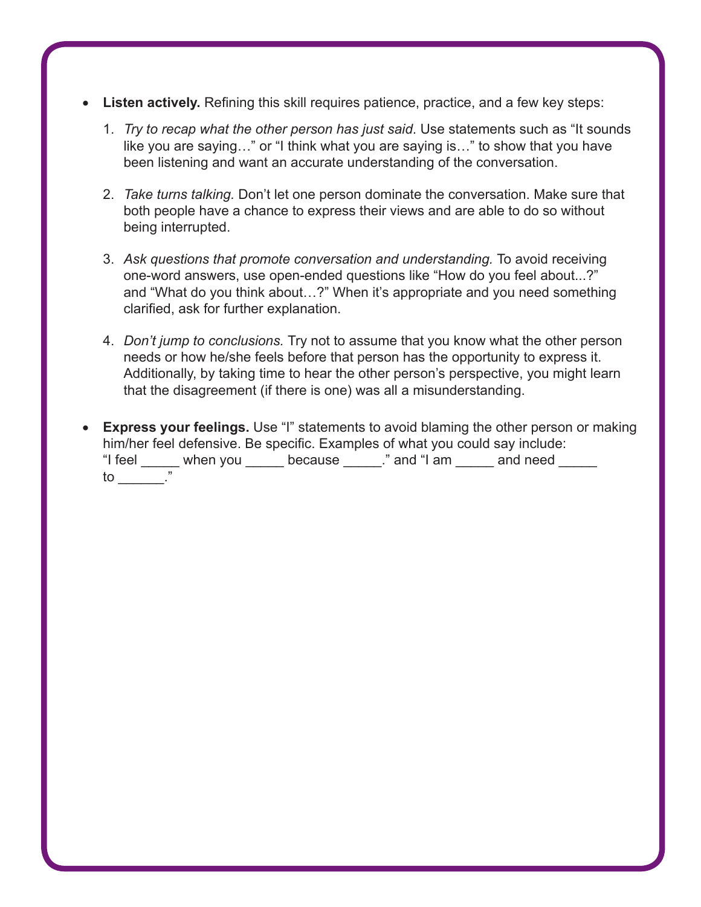- **Listen actively.** Refining this skill requires patience, practice, and a few key steps:

  1. *Try to recap what the other person has just said.* Use statements such as "It sounds like you are saying…" or "I think what you are saying is…" to show that you have been listening and want an accurate understanding of the conversation.

  2. *Take turns talking.* Don't let one person dominate the conversation. Make sure that both people have a chance to express their views and are able to do so without being interrupted.

  3. *Ask questions that promote conversation and understanding.* To avoid receiving one-word answers, use open-ended questions like "How do you feel about...?" and "What do you think about…?" When it's appropriate and you need something clarified, ask for further explanation.

  4. *Don't jump to conclusions.* Try not to assume that you know what the other person needs or how he/she feels before that person has the opportunity to express it. Additionally, by taking time to hear the other person's perspective, you might learn that the disagreement (if there is one) was all a misunderstanding.

- **Express your feelings.** Use "I" statements to avoid blaming the other person or making him/her feel defensive. Be specific. Examples of what you could say include: "I feel _____ when you _____ because _____." and "I am _____ and need _____ to ______."